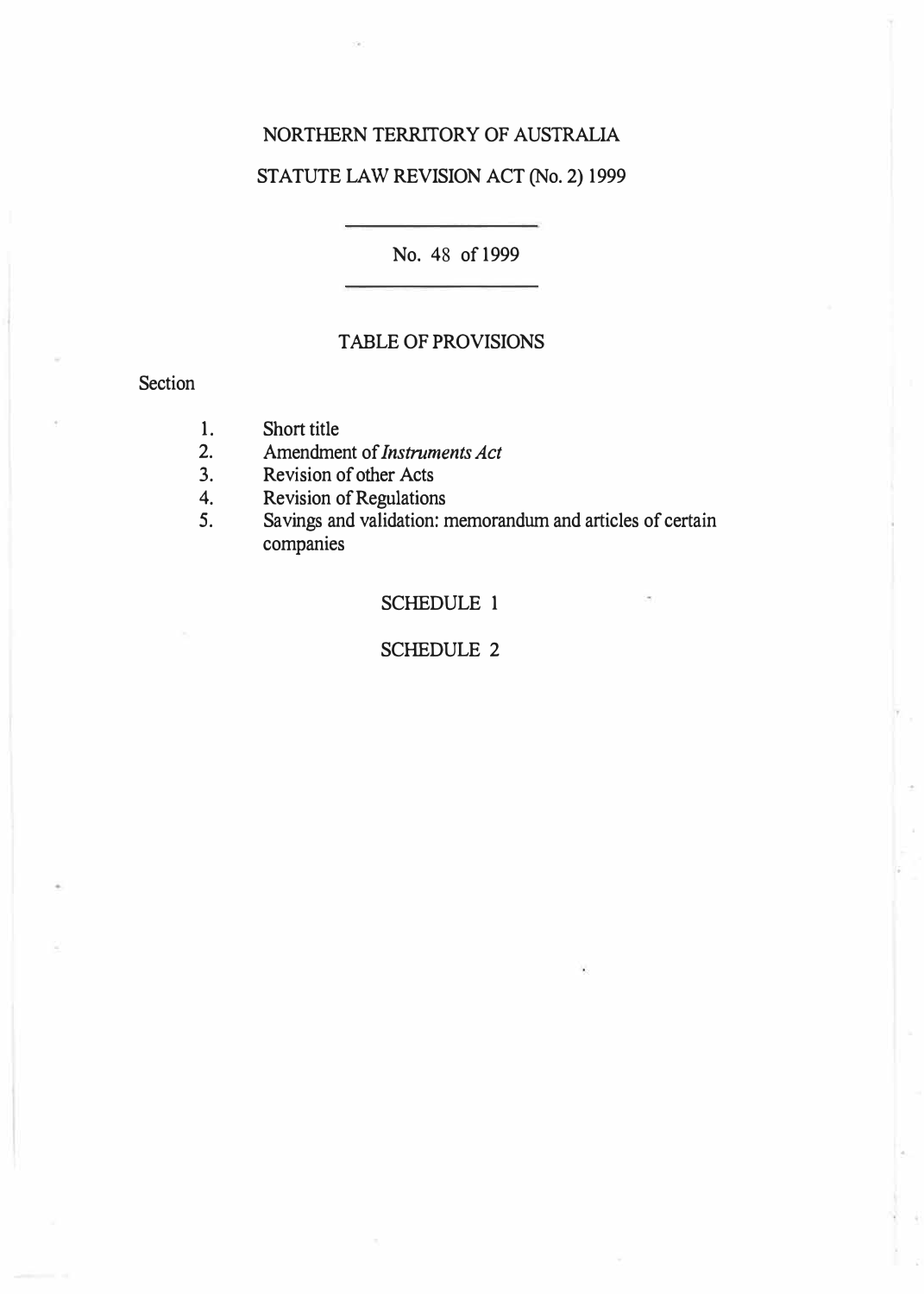# NORTHERN TERRITORY OF AUSTRALIA

## STATUTE LAW REVISION ACT (No. 2) 1999

No. 48 of 1999

### TABLE OF PROVISIONS

Section

1. Short title
2. Amendment of *Instruments Act*
3. Revision of other Acts
4. Revision of Regulations
5. Savings and validation: memorandum and articles of certain companies

SCHEDULE 1

SCHEDULE 2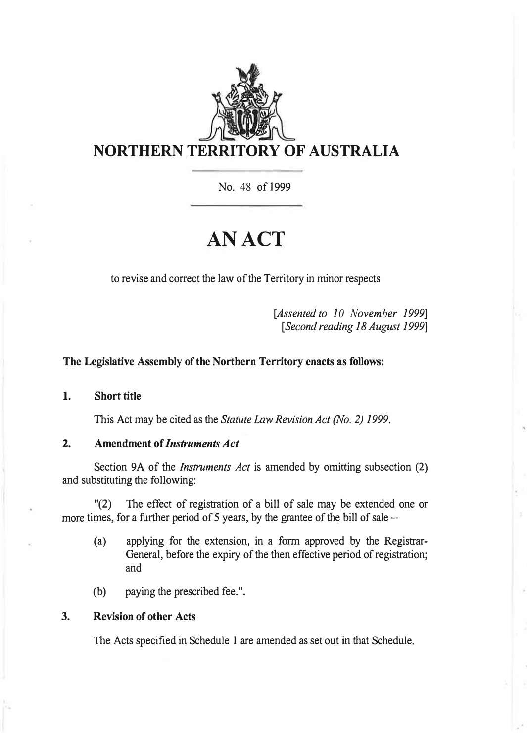# NORTHERN TERRITORY OF AUSTRALIA

No. 48 of 1999

# AN ACT

to revise and correct the law of the Territory in minor respects

*[Assented to 10 November 1999]*
*[Second reading 18 August 1999]*

**The Legislative Assembly of the Northern Territory enacts as follows:**

## 1. Short title

This Act may be cited as the *Statute Law Revision Act (No. 2) 1999*.

## 2. Amendment of *Instruments Act*

Section 9A of the *Instruments Act* is amended by omitting subsection (2) and substituting the following:

"(2) The effect of registration of a bill of sale may be extended one or more times, for a further period of 5 years, by the grantee of the bill of sale –

(a) applying for the extension, in a form approved by the Registrar-General, before the expiry of the then effective period of registration; and

(b) paying the prescribed fee.".

## 3. Revision of other Acts

The Acts specified in Schedule 1 are amended as set out in that Schedule.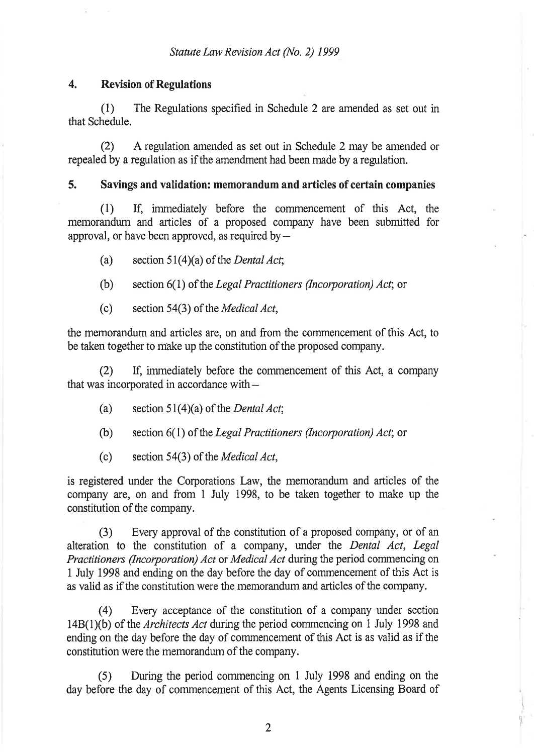## 4. Revision of Regulations

(1) The Regulations specified in Schedule 2 are amended as set out in that Schedule.

(2) A regulation amended as set out in Schedule 2 may be amended or repealed by a regulation as if the amendment had been made by a regulation.

## 5. Savings and validation: memorandum and articles of certain companies

(1) If, immediately before the commencement of this Act, the memorandum and articles of a proposed company have been submitted for approval, or have been approved, as required by –

(a) section 51(4)(a) of the *Dental Act*;

(b) section 6(1) of the *Legal Practitioners (Incorporation) Act*; or

(c) section 54(3) of the *Medical Act*,

the memorandum and articles are, on and from the commencement of this Act, to be taken together to make up the constitution of the proposed company.

(2) If, immediately before the commencement of this Act, a company that was incorporated in accordance with –

(a) section 51(4)(a) of the *Dental Act*;

(b) section 6(1) of the *Legal Practitioners (Incorporation) Act*; or

(c) section 54(3) of the *Medical Act*,

is registered under the Corporations Law, the memorandum and articles of the company are, on and from 1 July 1998, to be taken together to make up the constitution of the company.

(3) Every approval of the constitution of a proposed company, or of an alteration to the constitution of a company, under the *Dental Act*, *Legal Practitioners (Incorporation) Act* or *Medical Act* during the period commencing on 1 July 1998 and ending on the day before the day of commencement of this Act is as valid as if the constitution were the memorandum and articles of the company.

(4) Every acceptance of the constitution of a company under section 14B(1)(b) of the *Architects Act* during the period commencing on 1 July 1998 and ending on the day before the day of commencement of this Act is as valid as if the constitution were the memorandum of the company.

(5) During the period commencing on 1 July 1998 and ending on the day before the day of commencement of this Act, the Agents Licensing Board of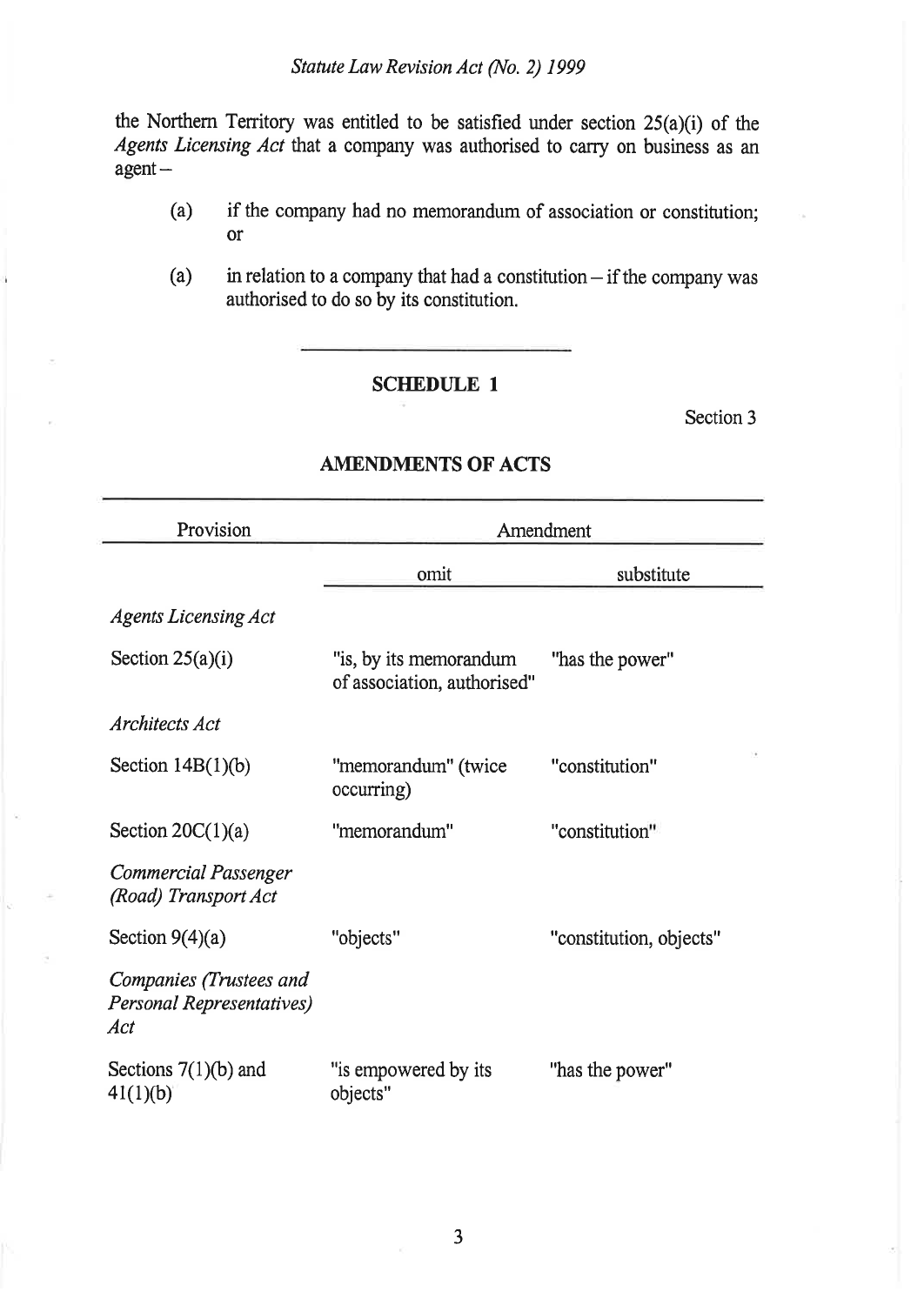the Northern Territory was entitled to be satisfied under section 25(a)(i) of the *Agents Licensing Act* that a company was authorised to carry on business as an agent –

(a) if the company had no memorandum of association or constitution; or

(a) in relation to a company that had a constitution – if the company was authorised to do so by its constitution.

---

## SCHEDULE 1

Section 3

## AMENDMENTS OF ACTS

| Provision | Amendment | |
|---|---|---|
| | omit | substitute |
| *Agents Licensing Act* | | |
| Section 25(a)(i) | "is, by its memorandum of association, authorised" | "has the power" |
| *Architects Act* | | |
| Section 14B(1)(b) | "memorandum" (twice occurring) | "constitution" |
| Section 20C(1)(a) | "memorandum" | "constitution" |
| *Commercial Passenger (Road) Transport Act* | | |
| Section 9(4)(a) | "objects" | "constitution, objects" |
| *Companies (Trustees and Personal Representatives) Act* | | |
| Sections 7(1)(b) and 41(1)(b) | "is empowered by its objects" | "has the power" |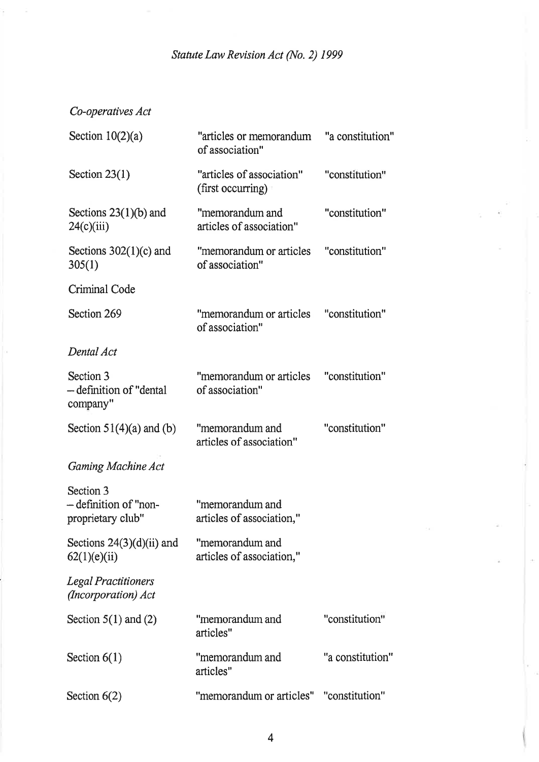*Co-operatives Act*

| | | |
|---|---|---|
| Section 10(2)(a) | "articles or memorandum of association" | "a constitution" |
| Section 23(1) | "articles of association" (first occurring) | "constitution" |
| Sections 23(1)(b) and 24(c)(iii) | "memorandum and articles of association" | "constitution" |
| Sections 302(1)(c) and 305(1) | "memorandum or articles of association" | "constitution" |

Criminal Code

| | | |
|---|---|---|
| Section 269 | "memorandum or articles of association" | "constitution" |

*Dental Act*

| | | |
|---|---|---|
| Section 3 – definition of "dental company" | "memorandum or articles of association" | "constitution" |
| Section 51(4)(a) and (b) | "memorandum and articles of association" | "constitution" |

*Gaming Machine Act*

| | | |
|---|---|---|
| Section 3 – definition of "non-proprietary club" | "memorandum and articles of association," | |
| Sections 24(3)(d)(ii) and 62(1)(e)(ii) | "memorandum and articles of association," | |

*Legal Practitioners (Incorporation) Act*

| | | |
|---|---|---|
| Section 5(1) and (2) | "memorandum and articles" | "constitution" |
| Section 6(1) | "memorandum and articles" | "a constitution" |
| Section 6(2) | "memorandum or articles" | "constitution" |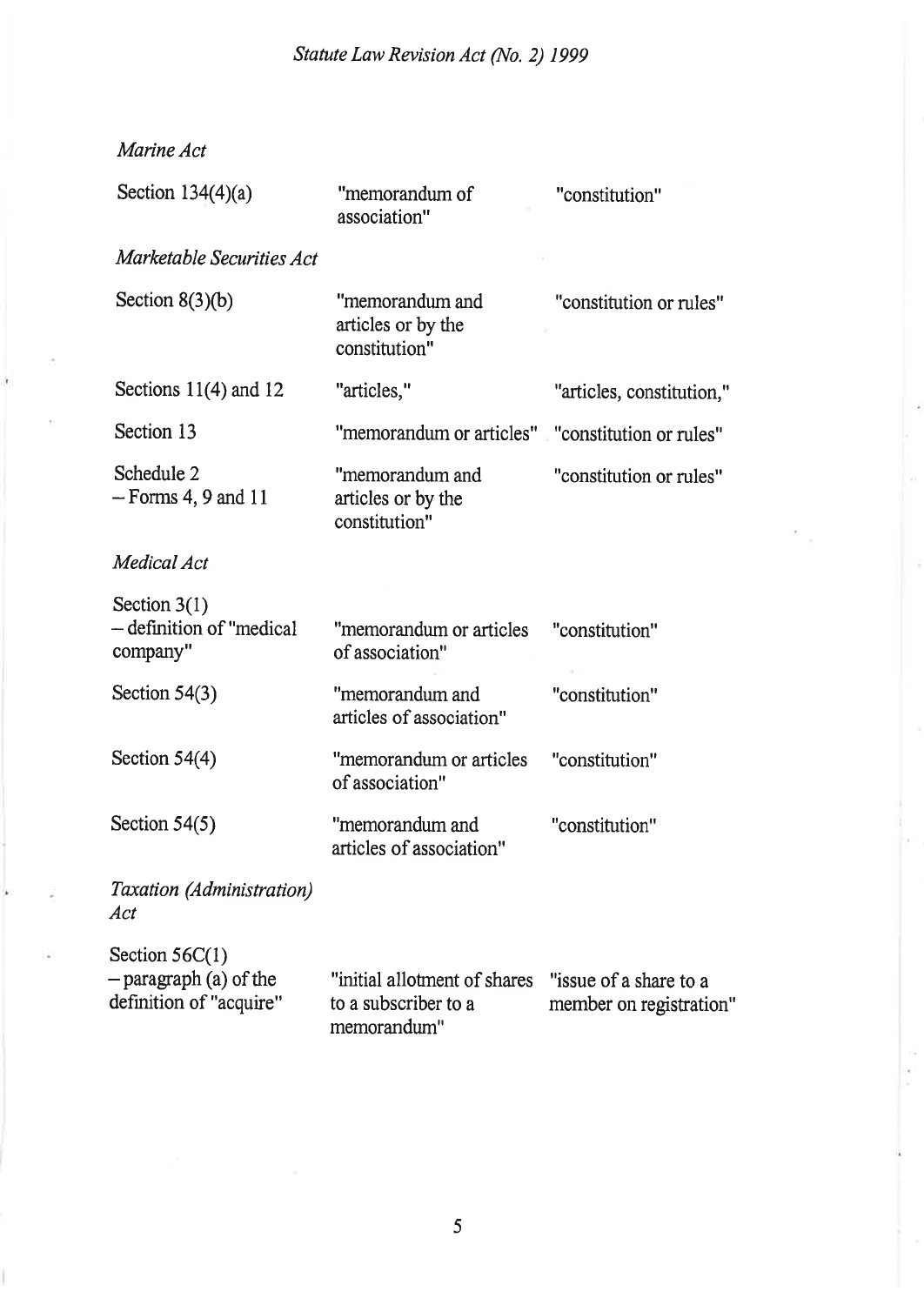*Marine Act*

| | | |
|---|---|---|
| Section 134(4)(a) | "memorandum of association" | "constitution" |

*Marketable Securities Act*

| | | |
|---|---|---|
| Section 8(3)(b) | "memorandum and articles or by the constitution" | "constitution or rules" |
| Sections 11(4) and 12 | "articles," | "articles, constitution," |
| Section 13 | "memorandum or articles" | "constitution or rules" |
| Schedule 2 – Forms 4, 9 and 11 | "memorandum and articles or by the constitution" | "constitution or rules" |

*Medical Act*

| | | |
|---|---|---|
| Section 3(1) – definition of "medical company" | "memorandum or articles of association" | "constitution" |
| Section 54(3) | "memorandum and articles of association" | "constitution" |
| Section 54(4) | "memorandum or articles of association" | "constitution" |
| Section 54(5) | "memorandum and articles of association" | "constitution" |

*Taxation (Administration) Act*

| | | |
|---|---|---|
| Section 56C(1) – paragraph (a) of the definition of "acquire" | "initial allotment of shares to a subscriber to a memorandum" | "issue of a share to a member on registration" |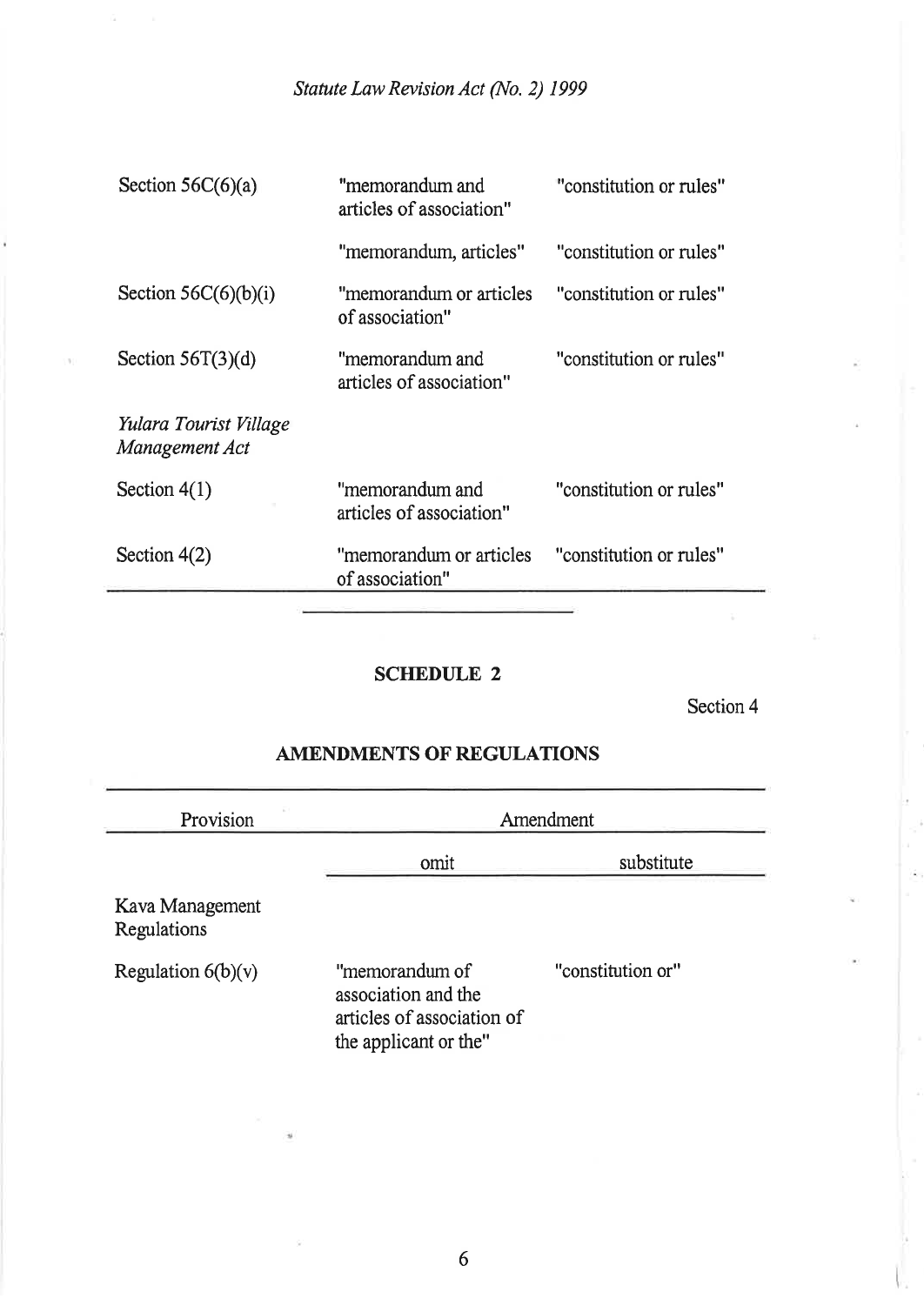| | | |
|---|---|---|
| Section 56C(6)(a) | "memorandum and articles of association" | "constitution or rules" |
| | "memorandum, articles" | "constitution or rules" |
| Section 56C(6)(b)(i) | "memorandum or articles of association" | "constitution or rules" |
| Section 56T(3)(d) | "memorandum and articles of association" | "constitution or rules" |
| *Yulara Tourist Village Management Act* | | |
| Section 4(1) | "memorandum and articles of association" | "constitution or rules" |
| Section 4(2) | "memorandum or articles of association" | "constitution or rules" |

## SCHEDULE 2

Section 4

## AMENDMENTS OF REGULATIONS

| Provision | Amendment | |
|---|---|---|
| | omit | substitute |
| Kava Management Regulations | | |
| Regulation 6(b)(v) | "memorandum of association and the articles of association of the applicant or the" | "constitution or" |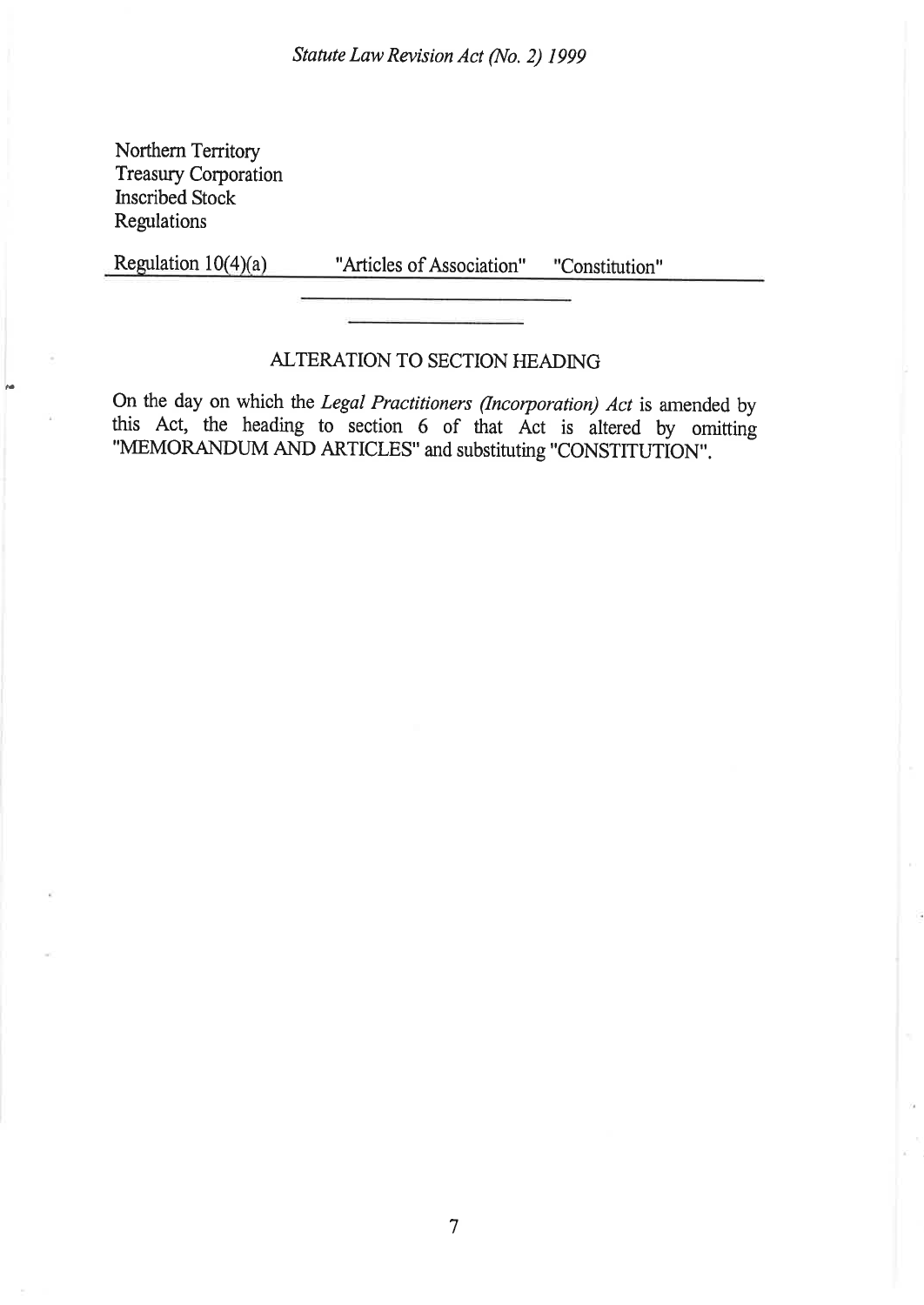| | | | |
|---|---|---|---|
| Northern Territory Treasury Corporation Inscribed Stock Regulations | | | |
| | Regulation 10(4)(a) | "Articles of Association" | "Constitution" |

## ALTERATION TO SECTION HEADING

On the day on which the *Legal Practitioners (Incorporation) Act* is amended by this Act, the heading to section 6 of that Act is altered by omitting "MEMORANDUM AND ARTICLES" and substituting "CONSTITUTION".